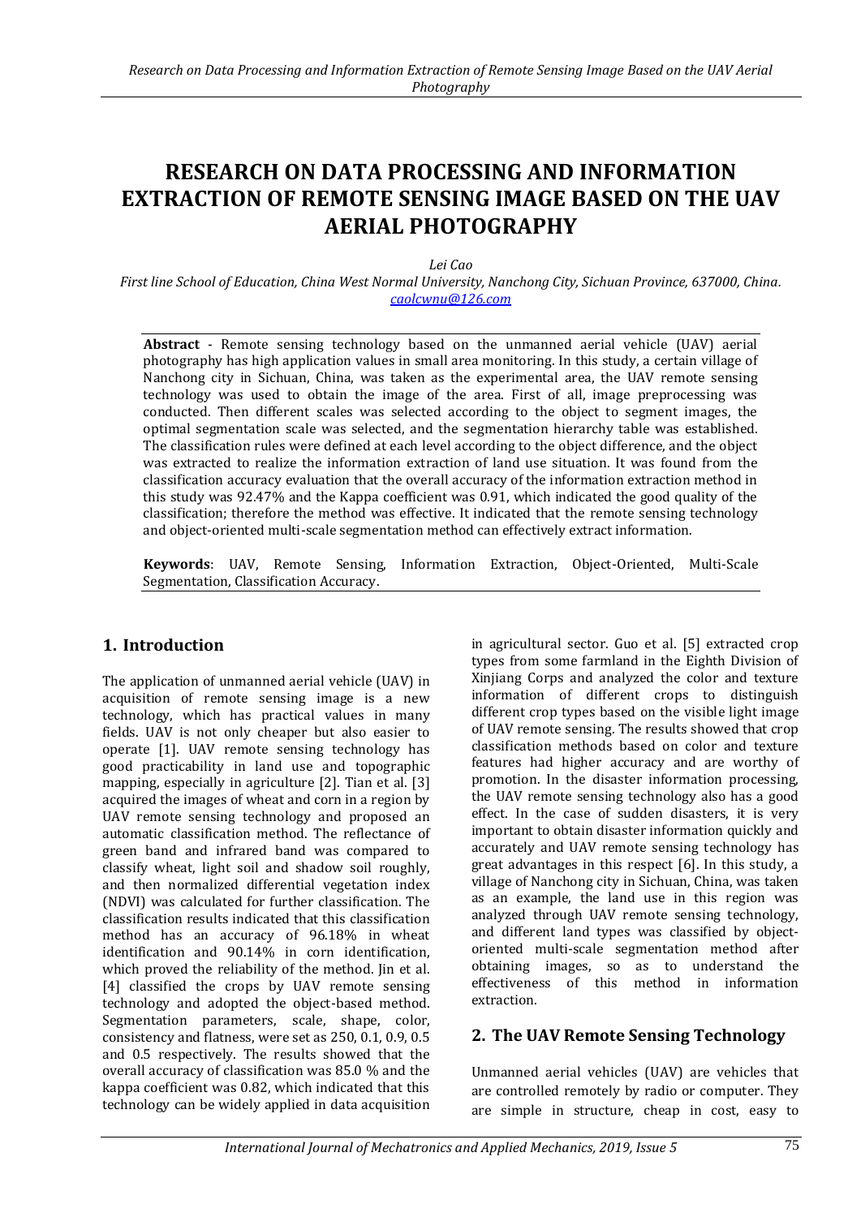# RESEARCH ON DATA PROCESSING AND INFORMATION EXTRACTION OF REMOTE SENSING IMAGE BASED ON THE UAV AERIAL PHOTOGRAPHY

*Lei Cao*

*First line School of Education, China West Normal University, Nanchong City, Sichuan Province, 637000, China.*
*caolcwnu@126.com*

**Abstract** - Remote sensing technology based on the unmanned aerial vehicle (UAV) aerial photography has high application values in small area monitoring. In this study, a certain village of Nanchong city in Sichuan, China, was taken as the experimental area, the UAV remote sensing technology was used to obtain the image of the area. First of all, image preprocessing was conducted. Then different scales was selected according to the object to segment images, the optimal segmentation scale was selected, and the segmentation hierarchy table was established. The classification rules were defined at each level according to the object difference, and the object was extracted to realize the information extraction of land use situation. It was found from the classification accuracy evaluation that the overall accuracy of the information extraction method in this study was 92.47% and the Kappa coefficient was 0.91, which indicated the good quality of the classification; therefore the method was effective. It indicated that the remote sensing technology and object-oriented multi-scale segmentation method can effectively extract information.

**Keywords**: UAV, Remote Sensing, Information Extraction, Object-Oriented, Multi-Scale Segmentation, Classification Accuracy.

## 1. Introduction

The application of unmanned aerial vehicle (UAV) in acquisition of remote sensing image is a new technology, which has practical values in many fields. UAV is not only cheaper but also easier to operate [1]. UAV remote sensing technology has good practicability in land use and topographic mapping, especially in agriculture [2]. Tian et al. [3] acquired the images of wheat and corn in a region by UAV remote sensing technology and proposed an automatic classification method. The reflectance of green band and infrared band was compared to classify wheat, light soil and shadow soil roughly, and then normalized differential vegetation index (NDVI) was calculated for further classification. The classification results indicated that this classification method has an accuracy of 96.18% in wheat identification and 90.14% in corn identification, which proved the reliability of the method. Jin et al. [4] classified the crops by UAV remote sensing technology and adopted the object-based method. Segmentation parameters, scale, shape, color, consistency and flatness, were set as 250, 0.1, 0.9, 0.5 and 0.5 respectively. The results showed that the overall accuracy of classification was 85.0 % and the kappa coefficient was 0.82, which indicated that this technology can be widely applied in data acquisition in agricultural sector. Guo et al. [5] extracted crop types from some farmland in the Eighth Division of Xinjiang Corps and analyzed the color and texture information of different crops to distinguish different crop types based on the visible light image of UAV remote sensing. The results showed that crop classification methods based on color and texture features had higher accuracy and are worthy of promotion. In the disaster information processing, the UAV remote sensing technology also has a good effect. In the case of sudden disasters, it is very important to obtain disaster information quickly and accurately and UAV remote sensing technology has great advantages in this respect [6]. In this study, a village of Nanchong city in Sichuan, China, was taken as an example, the land use in this region was analyzed through UAV remote sensing technology, and different land types was classified by object-oriented multi-scale segmentation method after obtaining images, so as to understand the effectiveness of this method in information extraction.

## 2. The UAV Remote Sensing Technology

Unmanned aerial vehicles (UAV) are vehicles that are controlled remotely by radio or computer. They are simple in structure, cheap in cost, easy to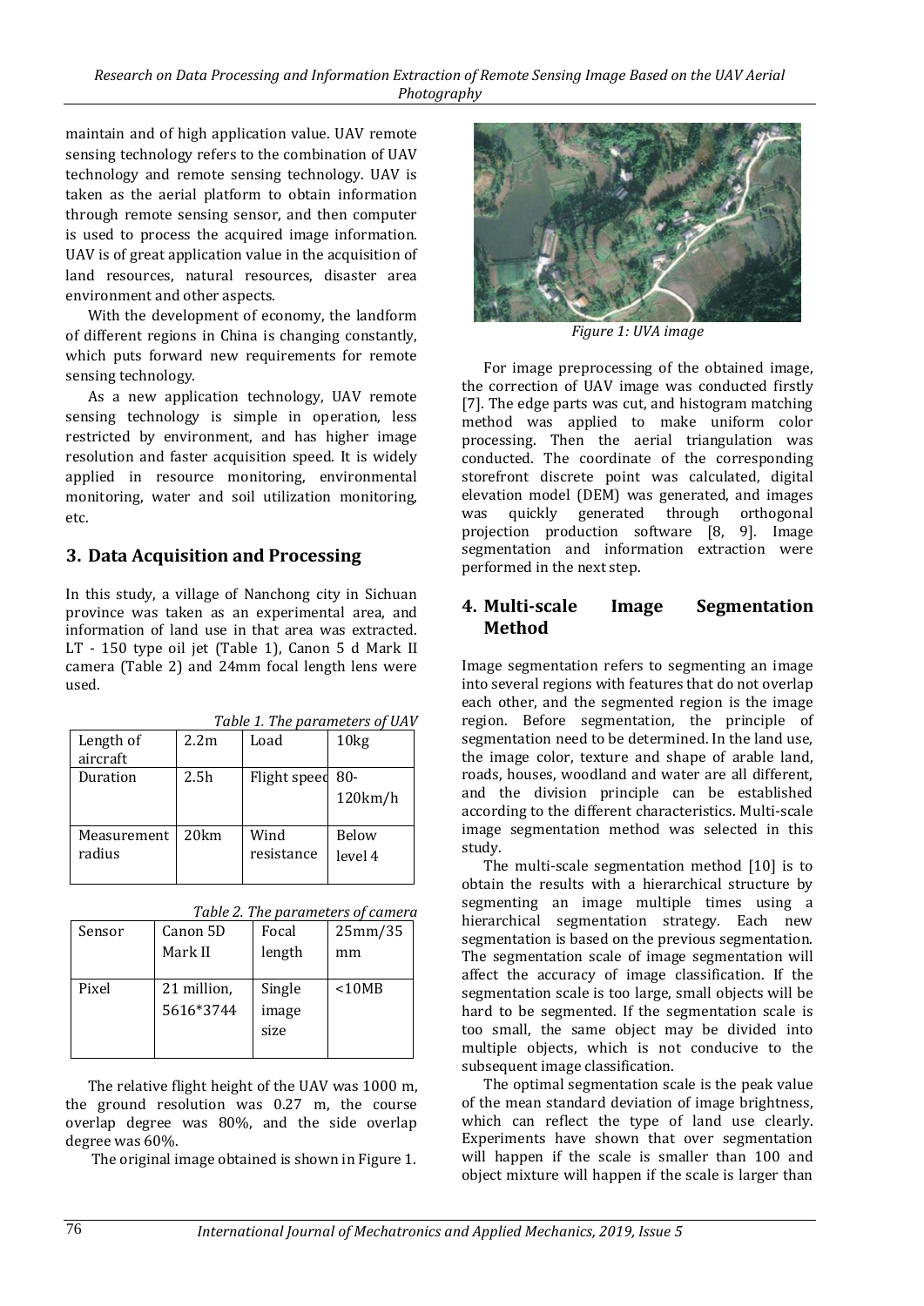maintain and of high application value. UAV remote sensing technology refers to the combination of UAV technology and remote sensing technology. UAV is taken as the aerial platform to obtain information through remote sensing sensor, and then computer is used to process the acquired image information. UAV is of great application value in the acquisition of land resources, natural resources, disaster area environment and other aspects.

With the development of economy, the landform of different regions in China is changing constantly, which puts forward new requirements for remote sensing technology.

As a new application technology, UAV remote sensing technology is simple in operation, less restricted by environment, and has higher image resolution and faster acquisition speed. It is widely applied in resource monitoring, environmental monitoring, water and soil utilization monitoring, etc.

## 3. Data Acquisition and Processing

In this study, a village of Nanchong city in Sichuan province was taken as an experimental area, and information of land use in that area was extracted. LT - 150 type oil jet (Table 1), Canon 5 d Mark II camera (Table 2) and 24mm focal length lens were used.

*Table 1. The parameters of UAV*

| Length of aircraft | 2.2m | Load | 10kg |
|---|---|---|---|
| Duration | 2.5h | Flight speed | 80-120km/h |
| Measurement radius | 20km | Wind resistance | Below level 4 |

*Table 2. The parameters of camera*

| Sensor | Canon 5D Mark II | Focal length | 25mm/35 mm |
|---|---|---|---|
| Pixel | 21 million, 5616*3744 | Single image size | <10MB |

The relative flight height of the UAV was 1000 m, the ground resolution was 0.27 m, the course overlap degree was 80%, and the side overlap degree was 60%.

The original image obtained is shown in Figure 1.

*Figure 1: UVA image*

For image preprocessing of the obtained image, the correction of UAV image was conducted firstly [7]. The edge parts was cut, and histogram matching method was applied to make uniform color processing. Then the aerial triangulation was conducted. The coordinate of the corresponding storefront discrete point was calculated, digital elevation model (DEM) was generated, and images was quickly generated through orthogonal projection production software [8, 9]. Image segmentation and information extraction were performed in the next step.

## 4. Multi-scale Image Segmentation Method

Image segmentation refers to segmenting an image into several regions with features that do not overlap each other, and the segmented region is the image region. Before segmentation, the principle of segmentation need to be determined. In the land use, the image color, texture and shape of arable land, roads, houses, woodland and water are all different, and the division principle can be established according to the different characteristics. Multi-scale image segmentation method was selected in this study.

The multi-scale segmentation method [10] is to obtain the results with a hierarchical structure by segmenting an image multiple times using a hierarchical segmentation strategy. Each new segmentation is based on the previous segmentation. The segmentation scale of image segmentation will affect the accuracy of image classification. If the segmentation scale is too large, small objects will be hard to be segmented. If the segmentation scale is too small, the same object may be divided into multiple objects, which is not conducive to the subsequent image classification.

The optimal segmentation scale is the peak value of the mean standard deviation of image brightness, which can reflect the type of land use clearly. Experiments have shown that over segmentation will happen if the scale is smaller than 100 and object mixture will happen if the scale is larger than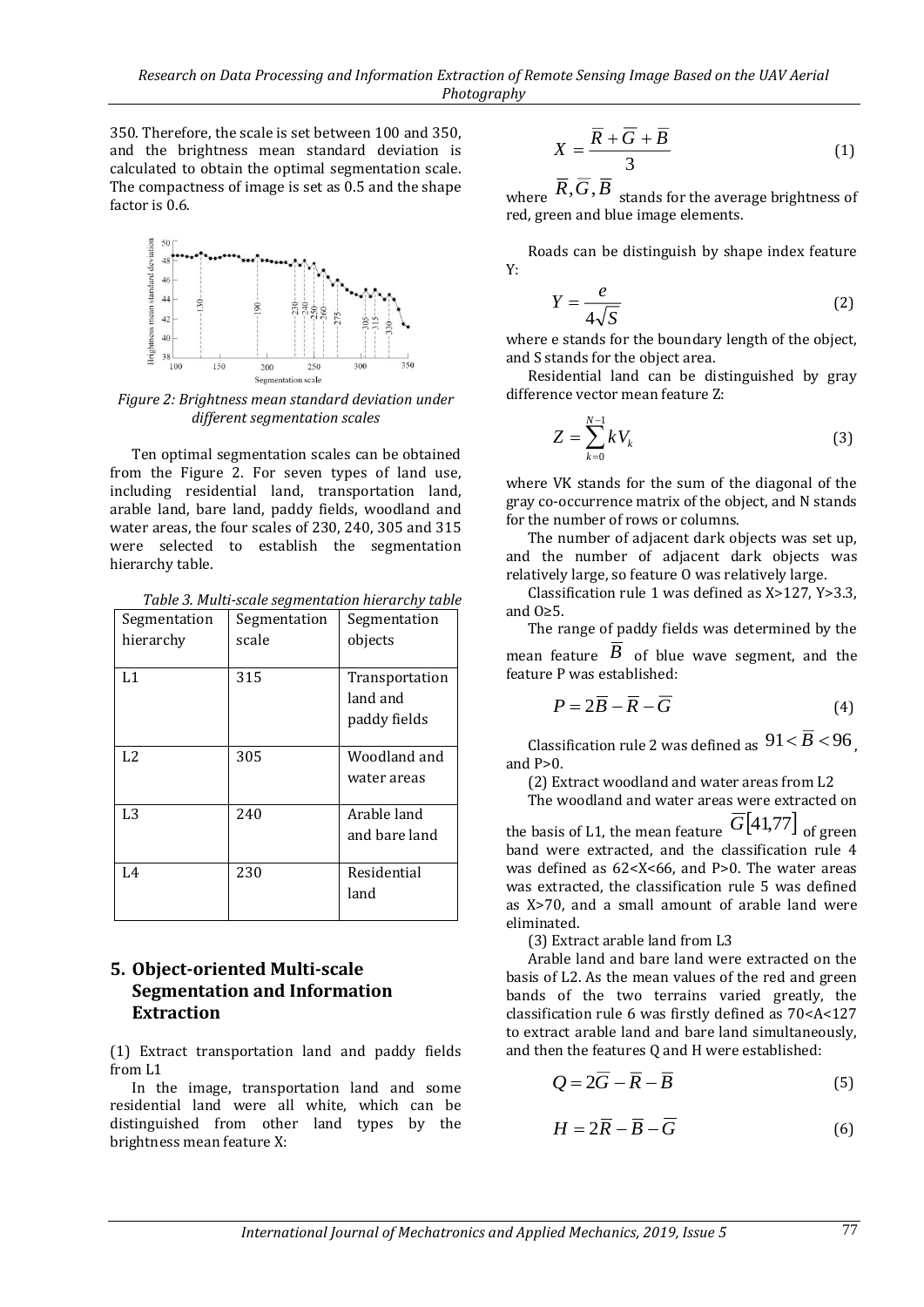350. Therefore, the scale is set between 100 and 350, and the brightness mean standard deviation is calculated to obtain the optimal segmentation scale. The compactness of image is set as 0.5 and the shape factor is 0.6.

*Figure 2: Brightness mean standard deviation under different segmentation scales*

Ten optimal segmentation scales can be obtained from the Figure 2. For seven types of land use, including residential land, transportation land, arable land, bare land, paddy fields, woodland and water areas, the four scales of 230, 240, 305 and 315 were selected to establish the segmentation hierarchy table.

*Table 3. Multi-scale segmentation hierarchy table*

| Segmentation hierarchy | Segmentation scale | Segmentation objects |
|---|---|---|
| L1 | 315 | Transportation land and paddy fields |
| L2 | 305 | Woodland and water areas |
| L3 | 240 | Arable land and bare land |
| L4 | 230 | Residential land |

## 5. Object-oriented Multi-scale Segmentation and Information Extraction

(1) Extract transportation land and paddy fields from L1

In the image, transportation land and some residential land were all white, which can be distinguished from other land types by the brightness mean feature X:

$$X = \frac{\overline{R} + \overline{G} + \overline{B}}{3} \tag{1}$$

where $\overline{R}, \overline{G}, \overline{B}$ stands for the average brightness of red, green and blue image elements.

Roads can be distinguish by shape index feature Y:

$$Y = \frac{e}{4\sqrt{S}} \tag{2}$$

where e stands for the boundary length of the object, and S stands for the object area.

Residential land can be distinguished by gray difference vector mean feature Z:

$$Z = \sum_{k=0}^{N-1} kV_k \tag{3}$$

where VK stands for the sum of the diagonal of the gray co-occurrence matrix of the object, and N stands for the number of rows or columns.

The number of adjacent dark objects was set up, and the number of adjacent dark objects was relatively large, so feature O was relatively large.

Classification rule 1 was defined as X>127, Y>3.3, and O≥5.

The range of paddy fields was determined by the mean feature $\overline{B}$ of blue wave segment, and the feature P was established:

$$P = 2\overline{B} - \overline{R} - \overline{G} \tag{4}$$

Classification rule 2 was defined as $91 < \overline{B} < 96$, and P>0.

(2) Extract woodland and water areas from L2

The woodland and water areas were extracted on the basis of L1, the mean feature $\overline{G}[41,77]$ of green band were extracted, and the classification rule 4 was defined as 62<X<66, and P>0. The water areas was extracted, the classification rule 5 was defined as X>70, and a small amount of arable land were eliminated.

(3) Extract arable land from L3

Arable land and bare land were extracted on the basis of L2. As the mean values of the red and green bands of the two terrains varied greatly, the classification rule 6 was firstly defined as 70<A<127 to extract arable land and bare land simultaneously, and then the features Q and H were established:

$$Q = 2\overline{G} - \overline{R} - \overline{B} \tag{5}$$

$$H = 2\overline{R} - \overline{B} - \overline{G} \tag{6}$$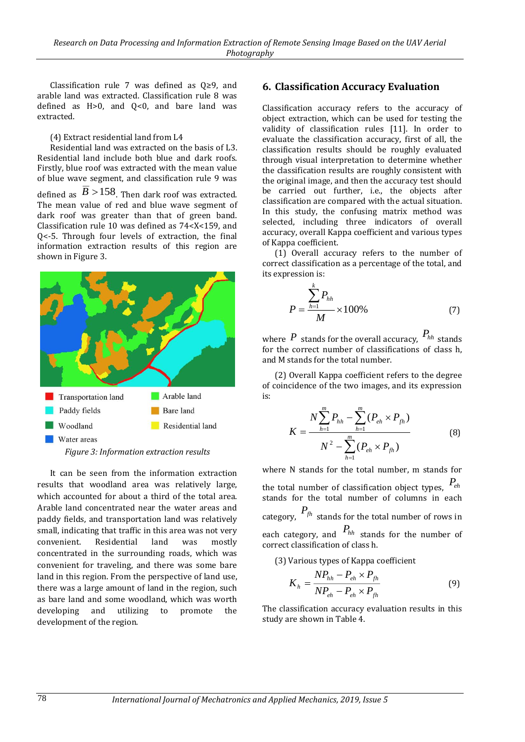Classification rule 7 was defined as Q≥9, and arable land was extracted. Classification rule 8 was defined as H>0, and Q<0, and bare land was extracted.

(4) Extract residential land from L4

Residential land was extracted on the basis of L3. Residential land include both blue and dark roofs. Firstly, blue roof was extracted with the mean value of blue wave segment, and classification rule 9 was defined as $\overline{B} > 158$. Then dark roof was extracted. The mean value of red and blue wave segment of dark roof was greater than that of green band. Classification rule 10 was defined as 74<X<159, and Q<-5. Through four levels of extraction, the final information extraction results of this region are shown in Figure 3.

Transportation land, Arable land, Paddy fields, Bare land, Woodland, Residential land, Water areas

*Figure 3: Information extraction results*

It can be seen from the information extraction results that woodland area was relatively large, which accounted for about a third of the total area. Arable land concentrated near the water areas and paddy fields, and transportation land was relatively small, indicating that traffic in this area was not very convenient. Residential land was mostly concentrated in the surrounding roads, which was convenient for traveling, and there was some bare land in this region. From the perspective of land use, there was a large amount of land in the region, such as bare land and some woodland, which was worth developing and utilizing to promote the development of the region.

## 6. Classification Accuracy Evaluation

Classification accuracy refers to the accuracy of object extraction, which can be used for testing the validity of classification rules [11]. In order to evaluate the classification accuracy, first of all, the classification results should be roughly evaluated through visual interpretation to determine whether the classification results are roughly consistent with the original image, and then the accuracy test should be carried out further, i.e., the objects after classification are compared with the actual situation. In this study, the confusing matrix method was selected, including three indicators of overall accuracy, overall Kappa coefficient and various types of Kappa coefficient.

(1) Overall accuracy refers to the number of correct classification as a percentage of the total, and its expression is:

$$P = \frac{\sum_{h=1}^{k} P_{hh}}{M} \times 100\% \tag{7}$$

where $P$ stands for the overall accuracy, $P_{hh}$ stands for the correct number of classifications of class h, and M stands for the total number.

(2) Overall Kappa coefficient refers to the degree of coincidence of the two images, and its expression is:

$$K = \frac{N\sum_{h=1}^{m} P_{hh} - \sum_{h=1}^{m}(P_{eh} \times P_{fh})}{N^2 - \sum_{h=1}^{m}(P_{eh} \times P_{fh})} \tag{8}$$

where N stands for the total number, m stands for the total number of classification object types, $P_{eh}$ stands for the total number of columns in each category, $P_{fh}$ stands for the total number of rows in each category, and $P_{hh}$ stands for the number of correct classification of class h.

(3) Various types of Kappa coefficient

$$K_h = \frac{NP_{hh} - P_{eh} \times P_{fh}}{NP_{eh} - P_{eh} \times P_{fh}} \tag{9}$$

The classification accuracy evaluation results in this study are shown in Table 4.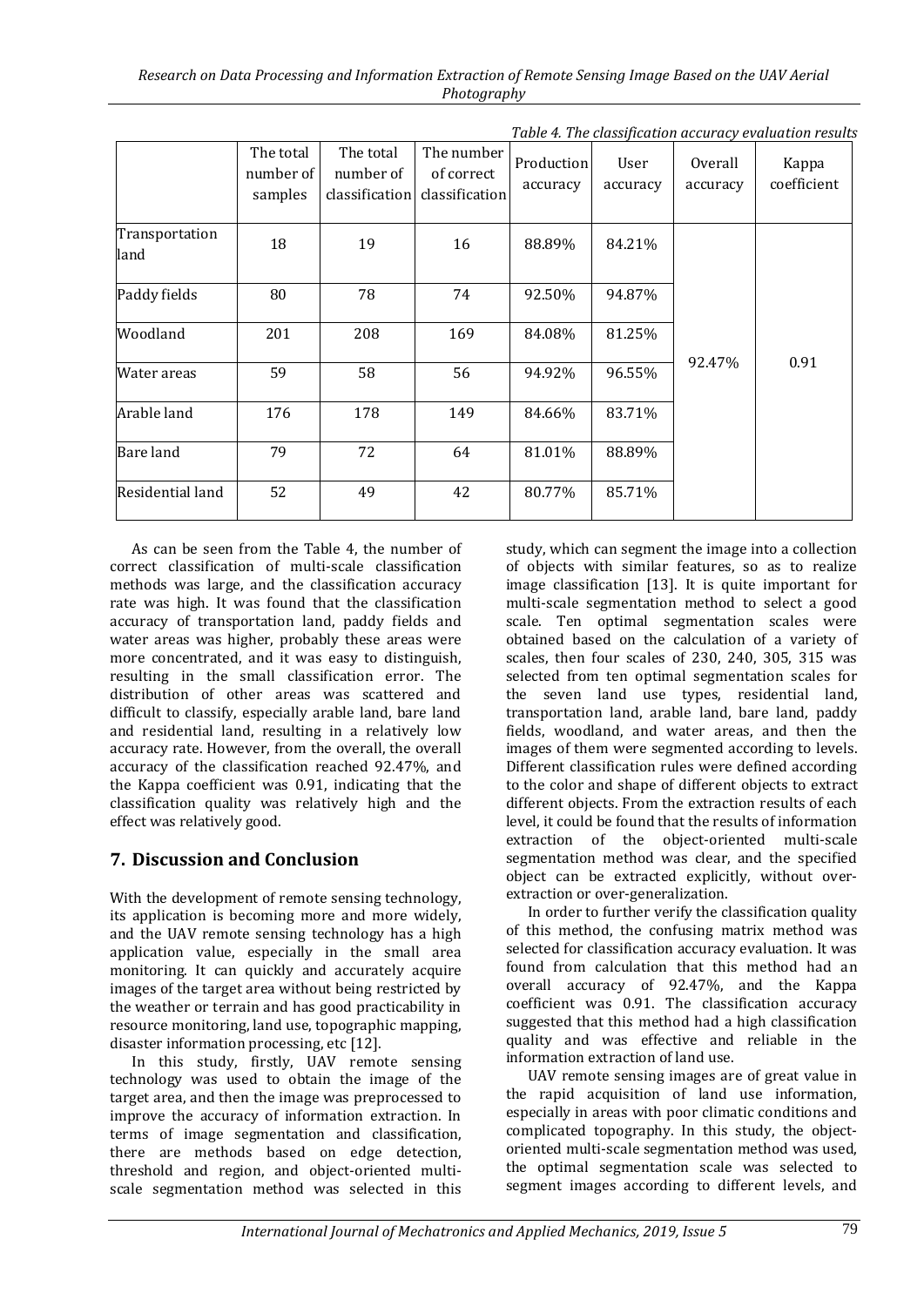*Table 4. The classification accuracy evaluation results*

| | The total number of samples | The total number of classification | The number of correct classification | Production accuracy | User accuracy | Overall accuracy | Kappa coefficient |
|---|---|---|---|---|---|---|---|
| Transportation land | 18 | 19 | 16 | 88.89% | 84.21% | 92.47% | 0.91 |
| Paddy fields | 80 | 78 | 74 | 92.50% | 94.87% | | |
| Woodland | 201 | 208 | 169 | 84.08% | 81.25% | | |
| Water areas | 59 | 58 | 56 | 94.92% | 96.55% | | |
| Arable land | 176 | 178 | 149 | 84.66% | 83.71% | | |
| Bare land | 79 | 72 | 64 | 81.01% | 88.89% | | |
| Residential land | 52 | 49 | 42 | 80.77% | 85.71% | | |

As can be seen from the Table 4, the number of correct classification of multi-scale classification methods was large, and the classification accuracy rate was high. It was found that the classification accuracy of transportation land, paddy fields and water areas was higher, probably these areas were more concentrated, and it was easy to distinguish, resulting in the small classification error. The distribution of other areas was scattered and difficult to classify, especially arable land, bare land and residential land, resulting in a relatively low accuracy rate. However, from the overall, the overall accuracy of the classification reached 92.47%, and the Kappa coefficient was 0.91, indicating that the classification quality was relatively high and the effect was relatively good.

## 7. Discussion and Conclusion

With the development of remote sensing technology, its application is becoming more and more widely, and the UAV remote sensing technology has a high application value, especially in the small area monitoring. It can quickly and accurately acquire images of the target area without being restricted by the weather or terrain and has good practicability in resource monitoring, land use, topographic mapping, disaster information processing, etc [12].

In this study, firstly, UAV remote sensing technology was used to obtain the image of the target area, and then the image was preprocessed to improve the accuracy of information extraction. In terms of image segmentation and classification, there are methods based on edge detection, threshold and region, and object-oriented multi-scale segmentation method was selected in this study, which can segment the image into a collection of objects with similar features, so as to realize image classification [13]. It is quite important for multi-scale segmentation method to select a good scale. Ten optimal segmentation scales were obtained based on the calculation of a variety of scales, then four scales of 230, 240, 305, 315 was selected from ten optimal segmentation scales for the seven land use types, residential land, transportation land, arable land, bare land, paddy fields, woodland, and water areas, and then the images of them were segmented according to levels. Different classification rules were defined according to the color and shape of different objects to extract different objects. From the extraction results of each level, it could be found that the results of information extraction of the object-oriented multi-scale segmentation method was clear, and the specified object can be extracted explicitly, without over-extraction or over-generalization.

In order to further verify the classification quality of this method, the confusing matrix method was selected for classification accuracy evaluation. It was found from calculation that this method had an overall accuracy of 92.47%, and the Kappa coefficient was 0.91. The classification accuracy suggested that this method had a high classification quality and was effective and reliable in the information extraction of land use.

UAV remote sensing images are of great value in the rapid acquisition of land use information, especially in areas with poor climatic conditions and complicated topography. In this study, the object-oriented multi-scale segmentation method was used, the optimal segmentation scale was selected to segment images according to different levels, and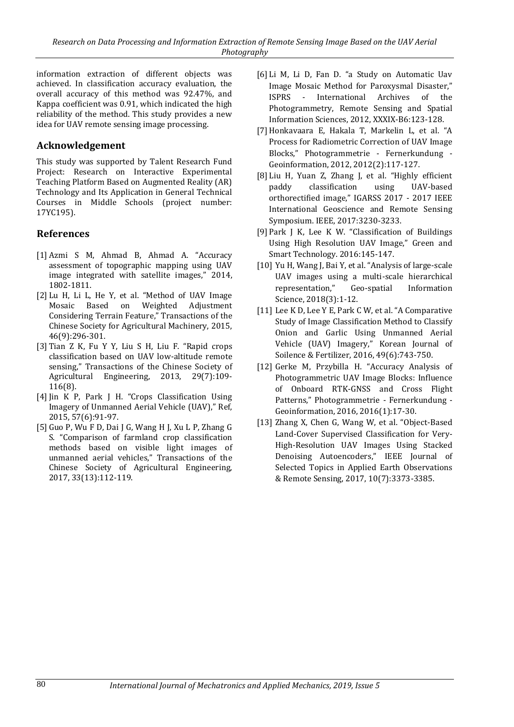information extraction of different objects was achieved. In classification accuracy evaluation, the overall accuracy of this method was 92.47%, and Kappa coefficient was 0.91, which indicated the high reliability of the method. This study provides a new idea for UAV remote sensing image processing.

## Acknowledgement

This study was supported by Talent Research Fund Project: Research on Interactive Experimental Teaching Platform Based on Augmented Reality (AR) Technology and Its Application in General Technical Courses in Middle Schools (project number: 17YC195).

## References

[1] Azmi S M, Ahmad B, Ahmad A. "Accuracy assessment of topographic mapping using UAV image integrated with satellite images," 2014, 1802-1811.

[2] Lu H, Li L, He Y, et al. "Method of UAV Image Mosaic Based on Weighted Adjustment Considering Terrain Feature," Transactions of the Chinese Society for Agricultural Machinery, 2015, 46(9):296-301.

[3] Tian Z K, Fu Y Y, Liu S H, Liu F. "Rapid crops classification based on UAV low-altitude remote sensing," Transactions of the Chinese Society of Agricultural Engineering, 2013, 29(7):109-116(8).

[4] Jin K P, Park J H. "Crops Classification Using Imagery of Unmanned Aerial Vehicle (UAV)," Ref, 2015, 57(6):91-97.

[5] Guo P, Wu F D, Dai J G, Wang H J, Xu L P, Zhang G S. "Comparison of farmland crop classification methods based on visible light images of unmanned aerial vehicles," Transactions of the Chinese Society of Agricultural Engineering, 2017, 33(13):112-119.

[6] Li M, Li D, Fan D. "a Study on Automatic Uav Image Mosaic Method for Paroxysmal Disaster," ISPRS - International Archives of the Photogrammetry, Remote Sensing and Spatial Information Sciences, 2012, XXXIX-B6:123-128.

[7] Honkavaara E, Hakala T, Markelin L, et al. "A Process for Radiometric Correction of UAV Image Blocks," Photogrammetrie - Fernerkundung - Geoinformation, 2012, 2012(2):117-127.

[8] Liu H, Yuan Z, Zhang J, et al. "Highly efficient paddy classification using UAV-based orthorectified image," IGARSS 2017 - 2017 IEEE International Geoscience and Remote Sensing Symposium. IEEE, 2017:3230-3233.

[9] Park J K, Lee K W. "Classification of Buildings Using High Resolution UAV Image," Green and Smart Technology. 2016:145-147.

[10] Yu H, Wang J, Bai Y, et al. "Analysis of large-scale UAV images using a multi-scale hierarchical representation," Geo-spatial Information Science, 2018(3):1-12.

[11] Lee K D, Lee Y E, Park C W, et al. "A Comparative Study of Image Classification Method to Classify Onion and Garlic Using Unmanned Aerial Vehicle (UAV) Imagery," Korean Journal of Soilence & Fertilizer, 2016, 49(6):743-750.

[12] Gerke M, Przybilla H. "Accuracy Analysis of Photogrammetric UAV Image Blocks: Influence of Onboard RTK-GNSS and Cross Flight Patterns," Photogrammetrie - Fernerkundung - Geoinformation, 2016, 2016(1):17-30.

[13] Zhang X, Chen G, Wang W, et al. "Object-Based Land-Cover Supervised Classification for Very-High-Resolution UAV Images Using Stacked Denoising Autoencoders," IEEE Journal of Selected Topics in Applied Earth Observations & Remote Sensing, 2017, 10(7):3373-3385.